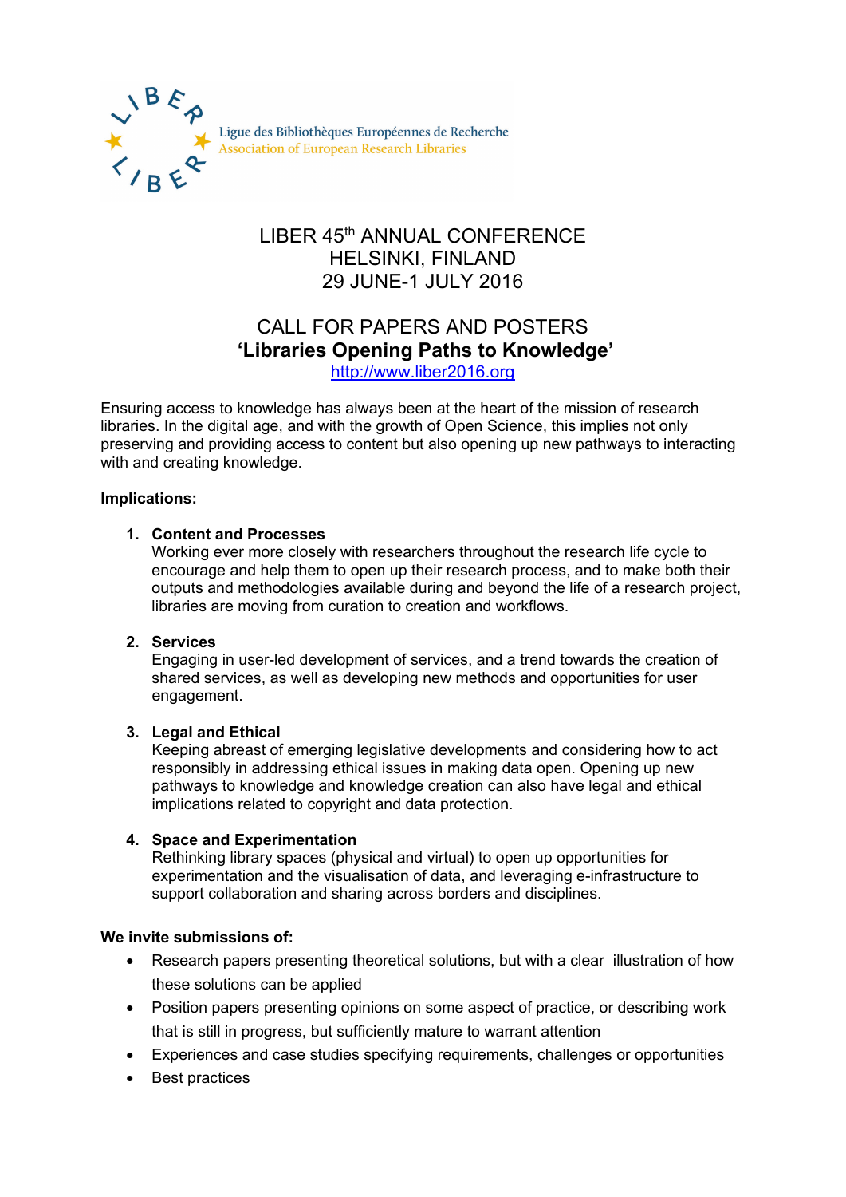Ligue des Bibliothèques Européennes de Recherche
Association of European Research Libraries

# LIBER 45th ANNUAL CONFERENCE
# HELSINKI, FINLAND
# 29 JUNE-1 JULY 2016

## CALL FOR PAPERS AND POSTERS
## ‘Libraries Opening Paths to Knowledge’

http://www.liber2016.org

Ensuring access to knowledge has always been at the heart of the mission of research libraries. In the digital age, and with the growth of Open Science, this implies not only preserving and providing access to content but also opening up new pathways to interacting with and creating knowledge.

**Implications:**

1. **Content and Processes**
   Working ever more closely with researchers throughout the research life cycle to encourage and help them to open up their research process, and to make both their outputs and methodologies available during and beyond the life of a research project, libraries are moving from curation to creation and workflows.

2. **Services**
   Engaging in user-led development of services, and a trend towards the creation of shared services, as well as developing new methods and opportunities for user engagement.

3. **Legal and Ethical**
   Keeping abreast of emerging legislative developments and considering how to act responsibly in addressing ethical issues in making data open. Opening up new pathways to knowledge and knowledge creation can also have legal and ethical implications related to copyright and data protection.

4. **Space and Experimentation**
   Rethinking library spaces (physical and virtual) to open up opportunities for experimentation and the visualisation of data, and leveraging e-infrastructure to support collaboration and sharing across borders and disciplines.

**We invite submissions of:**

- Research papers presenting theoretical solutions, but with a clear illustration of how these solutions can be applied
- Position papers presenting opinions on some aspect of practice, or describing work that is still in progress, but sufficiently mature to warrant attention
- Experiences and case studies specifying requirements, challenges or opportunities
- Best practices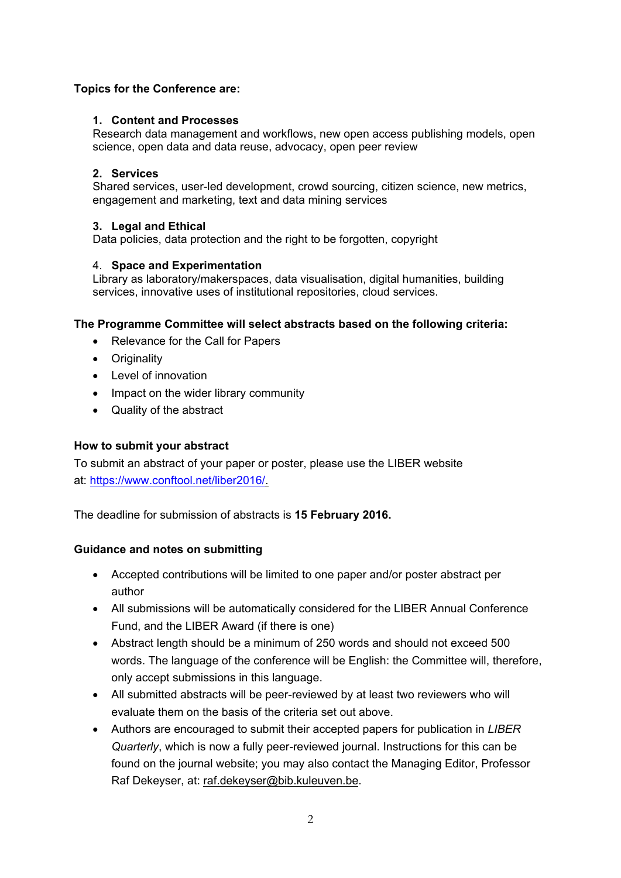**Topics for the Conference are:**

1. **Content and Processes**
Research data management and workflows, new open access publishing models, open science, open data and data reuse, advocacy, open peer review

2. **Services**
Shared services, user-led development, crowd sourcing, citizen science, new metrics, engagement and marketing, text and data mining services

3. **Legal and Ethical**
Data policies, data protection and the right to be forgotten, copyright

4. **Space and Experimentation**
Library as laboratory/makerspaces, data visualisation, digital humanities, building services, innovative uses of institutional repositories, cloud services.

**The Programme Committee will select abstracts based on the following criteria:**

- Relevance for the Call for Papers
- Originality
- Level of innovation
- Impact on the wider library community
- Quality of the abstract

**How to submit your abstract**

To submit an abstract of your paper or poster, please use the LIBER website at: https://www.conftool.net/liber2016/.

The deadline for submission of abstracts is **15 February 2016.**

**Guidance and notes on submitting**

- Accepted contributions will be limited to one paper and/or poster abstract per author
- All submissions will be automatically considered for the LIBER Annual Conference Fund, and the LIBER Award (if there is one)
- Abstract length should be a minimum of 250 words and should not exceed 500 words. The language of the conference will be English: the Committee will, therefore, only accept submissions in this language.
- All submitted abstracts will be peer-reviewed by at least two reviewers who will evaluate them on the basis of the criteria set out above.
- Authors are encouraged to submit their accepted papers for publication in *LIBER Quarterly*, which is now a fully peer-reviewed journal. Instructions for this can be found on the journal website; you may also contact the Managing Editor, Professor Raf Dekeyser, at: raf.dekeyser@bib.kuleuven.be.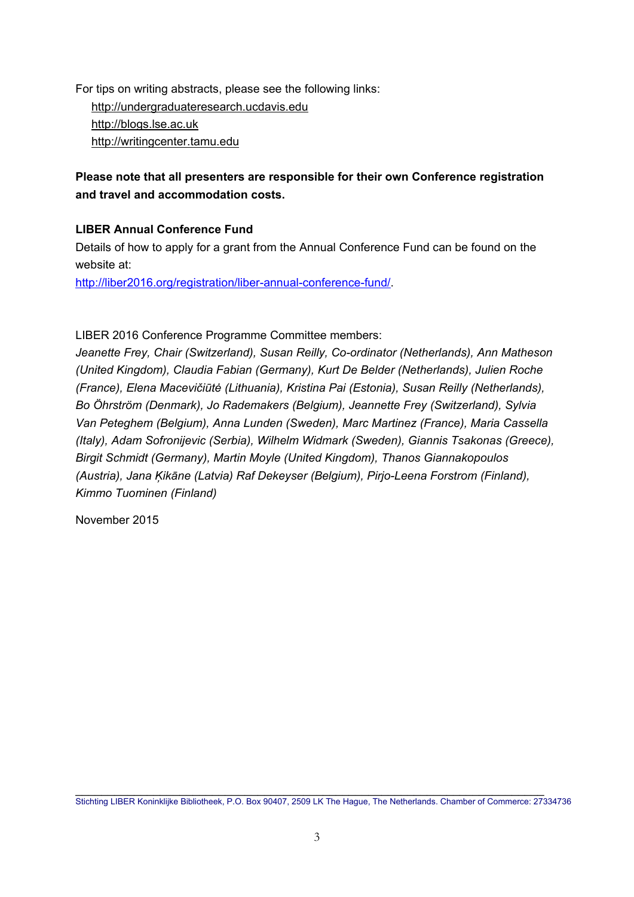For tips on writing abstracts, please see the following links:

- http://undergraduateresearch.ucdavis.edu
- http://blogs.lse.ac.uk
- http://writingcenter.tamu.edu

**Please note that all presenters are responsible for their own Conference registration and travel and accommodation costs.**

**LIBER Annual Conference Fund**

Details of how to apply for a grant from the Annual Conference Fund can be found on the website at:
http://liber2016.org/registration/liber-annual-conference-fund/.

LIBER 2016 Conference Programme Committee members:

*Jeanette Frey, Chair (Switzerland), Susan Reilly, Co-ordinator (Netherlands), Ann Matheson (United Kingdom), Claudia Fabian (Germany), Kurt De Belder (Netherlands), Julien Roche (France), Elena Macevičiūtė (Lithuania), Kristina Pai (Estonia), Susan Reilly (Netherlands), Bo Öhrström (Denmark), Jo Rademakers (Belgium), Jeannette Frey (Switzerland), Sylvia Van Peteghem (Belgium), Anna Lunden (Sweden), Marc Martinez (France), Maria Cassella (Italy), Adam Sofronijevic (Serbia), Wilhelm Widmark (Sweden), Giannis Tsakonas (Greece), Birgit Schmidt (Germany), Martin Moyle (United Kingdom), Thanos Giannakopoulos (Austria), Jana Ķikāne (Latvia) Raf Dekeyser (Belgium), Pirjo-Leena Forstrom (Finland), Kimmo Tuominen (Finland)*

November 2015

Stichting LIBER Koninklijke Bibliotheek, P.O. Box 90407, 2509 LK The Hague, The Netherlands. Chamber of Commerce: 27334736